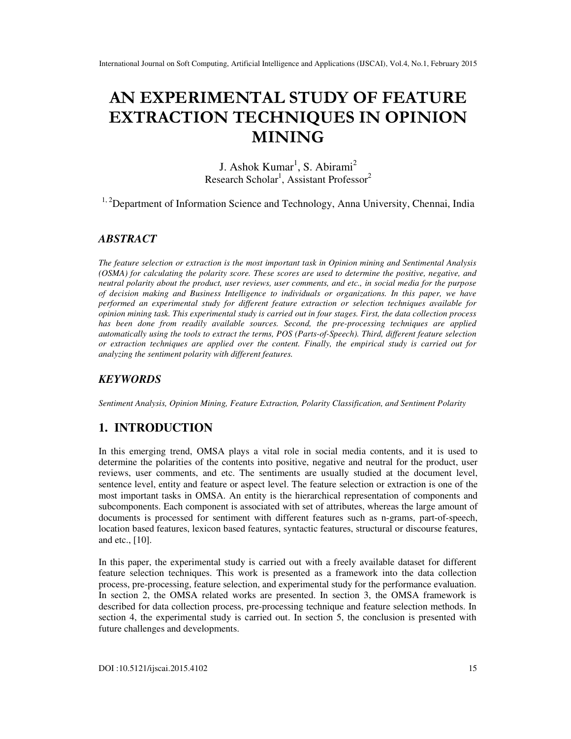# AN EXPERIMENTAL STUDY OF FEATURE EXTRACTION TECHNIQUES IN OPINION MINING

J. Ashok Kumar[1], S. Abirami[2]
Research Scholar[1], Assistant Professor[2]

[1, 2]Department of Information Science and Technology, Anna University, Chennai, India

## *ABSTRACT*

*The feature selection or extraction is the most important task in Opinion mining and Sentimental Analysis (OSMA) for calculating the polarity score. These scores are used to determine the positive, negative, and neutral polarity about the product, user reviews, user comments, and etc., in social media for the purpose of decision making and Business Intelligence to individuals or organizations. In this paper, we have performed an experimental study for different feature extraction or selection techniques available for opinion mining task. This experimental study is carried out in four stages. First, the data collection process has been done from readily available sources. Second, the pre-processing techniques are applied automatically using the tools to extract the terms, POS (Parts-of-Speech). Third, different feature selection or extraction techniques are applied over the content. Finally, the empirical study is carried out for analyzing the sentiment polarity with different features.*

## *KEYWORDS*

*Sentiment Analysis, Opinion Mining, Feature Extraction, Polarity Classification, and Sentiment Polarity*

## 1. INTRODUCTION

In this emerging trend, OMSA plays a vital role in social media contents, and it is used to determine the polarities of the contents into positive, negative and neutral for the product, user reviews, user comments, and etc. The sentiments are usually studied at the document level, sentence level, entity and feature or aspect level. The feature selection or extraction is one of the most important tasks in OMSA. An entity is the hierarchical representation of components and subcomponents. Each component is associated with set of attributes, whereas the large amount of documents is processed for sentiment with different features such as n-grams, part-of-speech, location based features, lexicon based features, syntactic features, structural or discourse features, and etc., [10].

In this paper, the experimental study is carried out with a freely available dataset for different feature selection techniques. This work is presented as a framework into the data collection process, pre-processing, feature selection, and experimental study for the performance evaluation. In section 2, the OMSA related works are presented. In section 3, the OMSA framework is described for data collection process, pre-processing technique and feature selection methods. In section 4, the experimental study is carried out. In section 5, the conclusion is presented with future challenges and developments.

DOI :10.5121/ijscai.2015.4102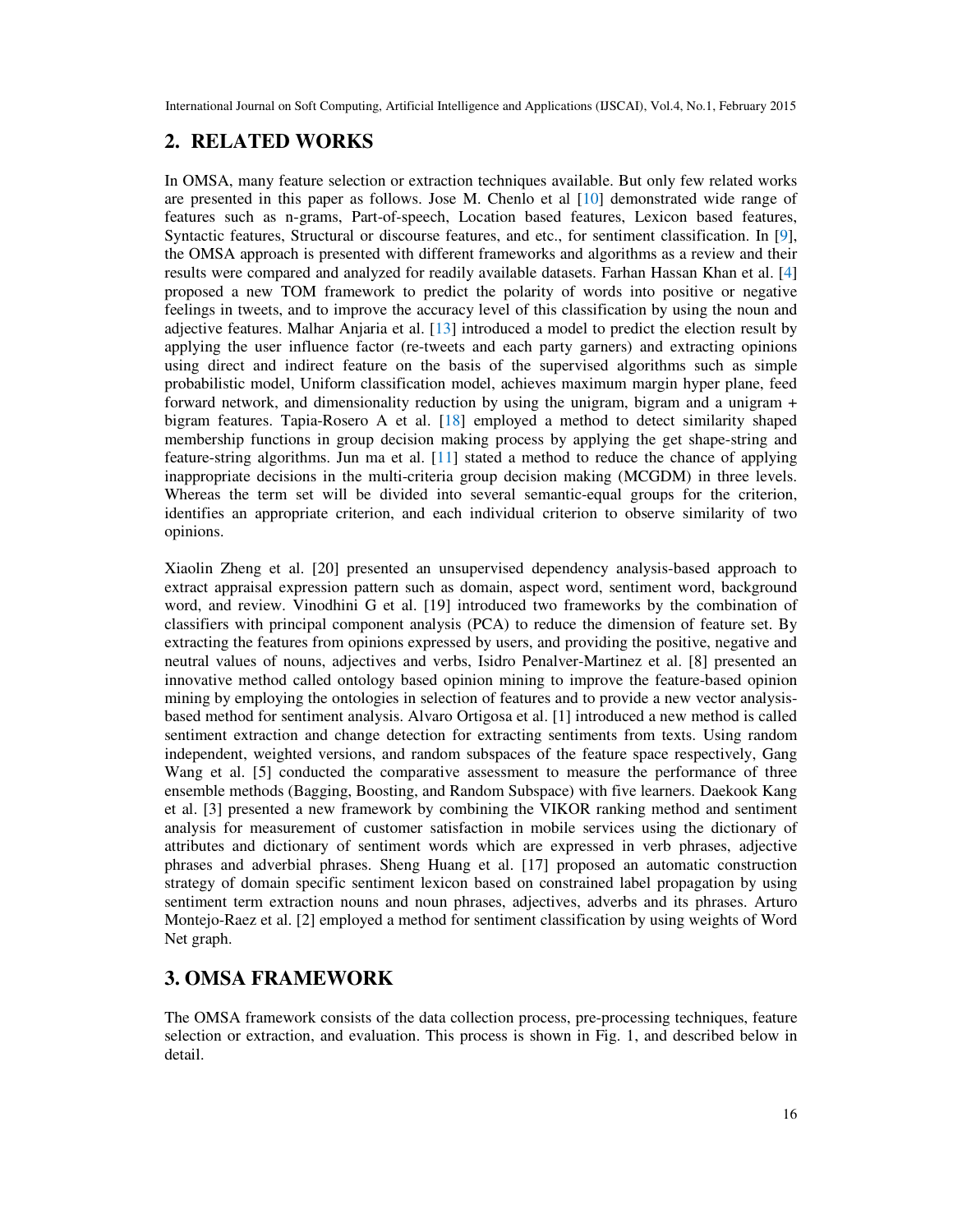## 2. RELATED WORKS

In OMSA, many feature selection or extraction techniques available. But only few related works are presented in this paper as follows. Jose M. Chenlo et al [10] demonstrated wide range of features such as n-grams, Part-of-speech, Location based features, Lexicon based features, Syntactic features, Structural or discourse features, and etc., for sentiment classification. In [9], the OMSA approach is presented with different frameworks and algorithms as a review and their results were compared and analyzed for readily available datasets. Farhan Hassan Khan et al. [4] proposed a new TOM framework to predict the polarity of words into positive or negative feelings in tweets, and to improve the accuracy level of this classification by using the noun and adjective features. Malhar Anjaria et al. [13] introduced a model to predict the election result by applying the user influence factor (re-tweets and each party garners) and extracting opinions using direct and indirect feature on the basis of the supervised algorithms such as simple probabilistic model, Uniform classification model, achieves maximum margin hyper plane, feed forward network, and dimensionality reduction by using the unigram, bigram and a unigram + bigram features. Tapia-Rosero A et al. [18] employed a method to detect similarity shaped membership functions in group decision making process by applying the get shape-string and feature-string algorithms. Jun ma et al. [11] stated a method to reduce the chance of applying inappropriate decisions in the multi-criteria group decision making (MCGDM) in three levels. Whereas the term set will be divided into several semantic-equal groups for the criterion, identifies an appropriate criterion, and each individual criterion to observe similarity of two opinions.

Xiaolin Zheng et al. [20] presented an unsupervised dependency analysis-based approach to extract appraisal expression pattern such as domain, aspect word, sentiment word, background word, and review. Vinodhini G et al. [19] introduced two frameworks by the combination of classifiers with principal component analysis (PCA) to reduce the dimension of feature set. By extracting the features from opinions expressed by users, and providing the positive, negative and neutral values of nouns, adjectives and verbs, Isidro Penalver-Martinez et al. [8] presented an innovative method called ontology based opinion mining to improve the feature-based opinion mining by employing the ontologies in selection of features and to provide a new vector analysis-based method for sentiment analysis. Alvaro Ortigosa et al. [1] introduced a new method is called sentiment extraction and change detection for extracting sentiments from texts. Using random independent, weighted versions, and random subspaces of the feature space respectively, Gang Wang et al. [5] conducted the comparative assessment to measure the performance of three ensemble methods (Bagging, Boosting, and Random Subspace) with five learners. Daekook Kang et al. [3] presented a new framework by combining the VIKOR ranking method and sentiment analysis for measurement of customer satisfaction in mobile services using the dictionary of attributes and dictionary of sentiment words which are expressed in verb phrases, adjective phrases and adverbial phrases. Sheng Huang et al. [17] proposed an automatic construction strategy of domain specific sentiment lexicon based on constrained label propagation by using sentiment term extraction nouns and noun phrases, adjectives, adverbs and its phrases. Arturo Montejo-Raez et al. [2] employed a method for sentiment classification by using weights of Word Net graph.

## 3. OMSA FRAMEWORK

The OMSA framework consists of the data collection process, pre-processing techniques, feature selection or extraction, and evaluation. This process is shown in Fig. 1, and described below in detail.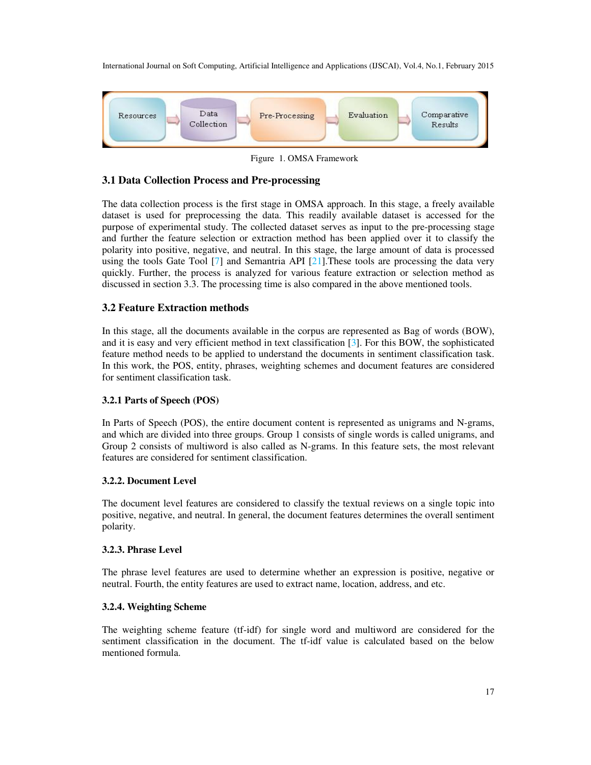Figure 1. OMSA Framework

### 3.1 Data Collection Process and Pre-processing

The data collection process is the first stage in OMSA approach. In this stage, a freely available dataset is used for preprocessing the data. This readily available dataset is accessed for the purpose of experimental study. The collected dataset serves as input to the pre-processing stage and further the feature selection or extraction method has been applied over it to classify the polarity into positive, negative, and neutral. In this stage, the large amount of data is processed using the tools Gate Tool [7] and Semantria API [21].These tools are processing the data very quickly. Further, the process is analyzed for various feature extraction or selection method as discussed in section 3.3. The processing time is also compared in the above mentioned tools.

### 3.2 Feature Extraction methods

In this stage, all the documents available in the corpus are represented as Bag of words (BOW), and it is easy and very efficient method in text classification [3]. For this BOW, the sophisticated feature method needs to be applied to understand the documents in sentiment classification task. In this work, the POS, entity, phrases, weighting schemes and document features are considered for sentiment classification task.

#### 3.2.1 Parts of Speech (POS)

In Parts of Speech (POS), the entire document content is represented as unigrams and N-grams, and which are divided into three groups. Group 1 consists of single words is called unigrams, and Group 2 consists of multiword is also called as N-grams. In this feature sets, the most relevant features are considered for sentiment classification.

#### 3.2.2. Document Level

The document level features are considered to classify the textual reviews on a single topic into positive, negative, and neutral. In general, the document features determines the overall sentiment polarity.

#### 3.2.3. Phrase Level

The phrase level features are used to determine whether an expression is positive, negative or neutral. Fourth, the entity features are used to extract name, location, address, and etc.

#### 3.2.4. Weighting Scheme

The weighting scheme feature (tf-idf) for single word and multiword are considered for the sentiment classification in the document. The tf-idf value is calculated based on the below mentioned formula.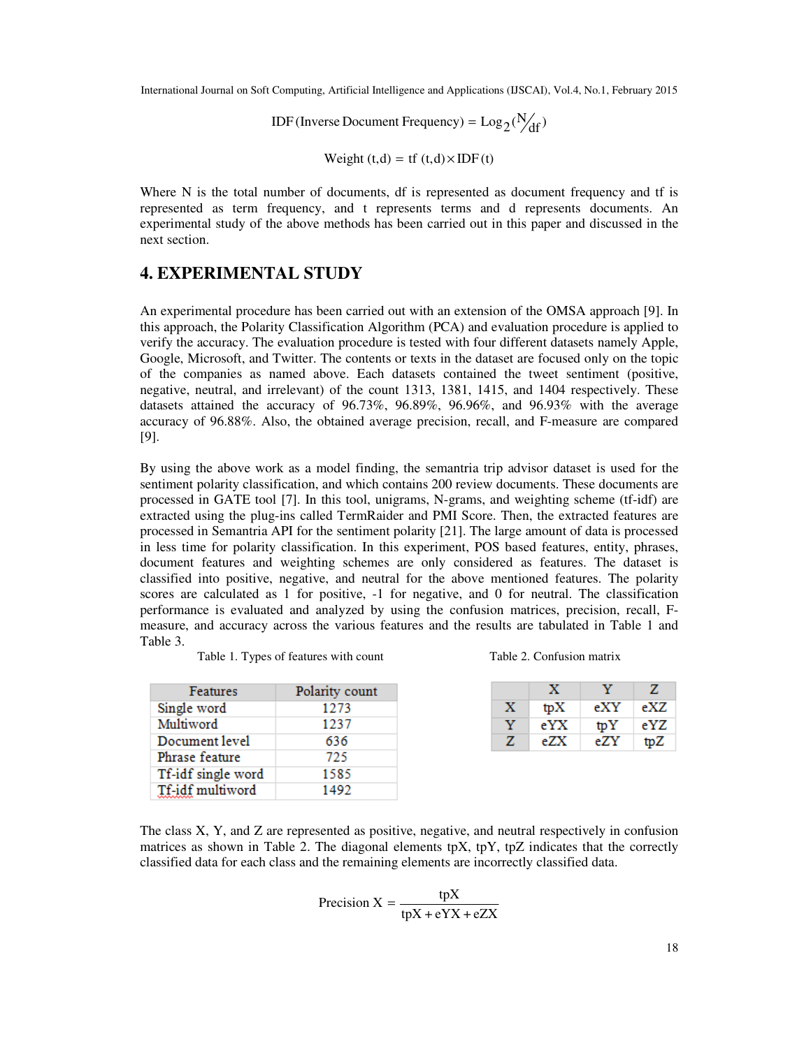$$\text{IDF (Inverse Document Frequency)} = \text{Log}_2(N/_{df})$$

$$\text{Weight (t,d)} = \text{tf (t,d)} \times \text{IDF (t)}$$

Where N is the total number of documents, df is represented as document frequency and tf is represented as term frequency, and t represents terms and d represents documents. An experimental study of the above methods has been carried out in this paper and discussed in the next section.

## 4. EXPERIMENTAL STUDY

An experimental procedure has been carried out with an extension of the OMSA approach [9]. In this approach, the Polarity Classification Algorithm (PCA) and evaluation procedure is applied to verify the accuracy. The evaluation procedure is tested with four different datasets namely Apple, Google, Microsoft, and Twitter. The contents or texts in the dataset are focused only on the topic of the companies as named above. Each datasets contained the tweet sentiment (positive, negative, neutral, and irrelevant) of the count 1313, 1381, 1415, and 1404 respectively. These datasets attained the accuracy of 96.73%, 96.89%, 96.96%, and 96.93% with the average accuracy of 96.88%. Also, the obtained average precision, recall, and F-measure are compared [9].

By using the above work as a model finding, the semantria trip advisor dataset is used for the sentiment polarity classification, and which contains 200 review documents. These documents are processed in GATE tool [7]. In this tool, unigrams, N-grams, and weighting scheme (tf-idf) are extracted using the plug-ins called TermRaider and PMI Score. Then, the extracted features are processed in Semantria API for the sentiment polarity [21]. The large amount of data is processed in less time for polarity classification. In this experiment, POS based features, entity, phrases, document features and weighting schemes are only considered as features. The dataset is classified into positive, negative, and neutral for the above mentioned features. The polarity scores are calculated as 1 for positive, -1 for negative, and 0 for neutral. The classification performance is evaluated and analyzed by using the confusion matrices, precision, recall, F-measure, and accuracy across the various features and the results are tabulated in Table 1 and Table 3.

Table 1. Types of features with count

| Features | Polarity count |
|---|---|
| Single word | 1273 |
| Multiword | 1237 |
| Document level | 636 |
| Phrase feature | 725 |
| Tf-idf single word | 1585 |
| Tf-idf multiword | 1492 |

Table 2. Confusion matrix

| | X | Y | Z |
|---|---|---|---|
| X | tpX | eXY | eXZ |
| Y | eYX | tpY | eYZ |
| Z | eZX | eZY | tpZ |

The class X, Y, and Z are represented as positive, negative, and neutral respectively in confusion matrices as shown in Table 2. The diagonal elements tpX, tpY, tpZ indicates that the correctly classified data for each class and the remaining elements are incorrectly classified data.

$$\text{Precision X} = \frac{\text{tpX}}{\text{tpX} + \text{eYX} + \text{eZX}}$$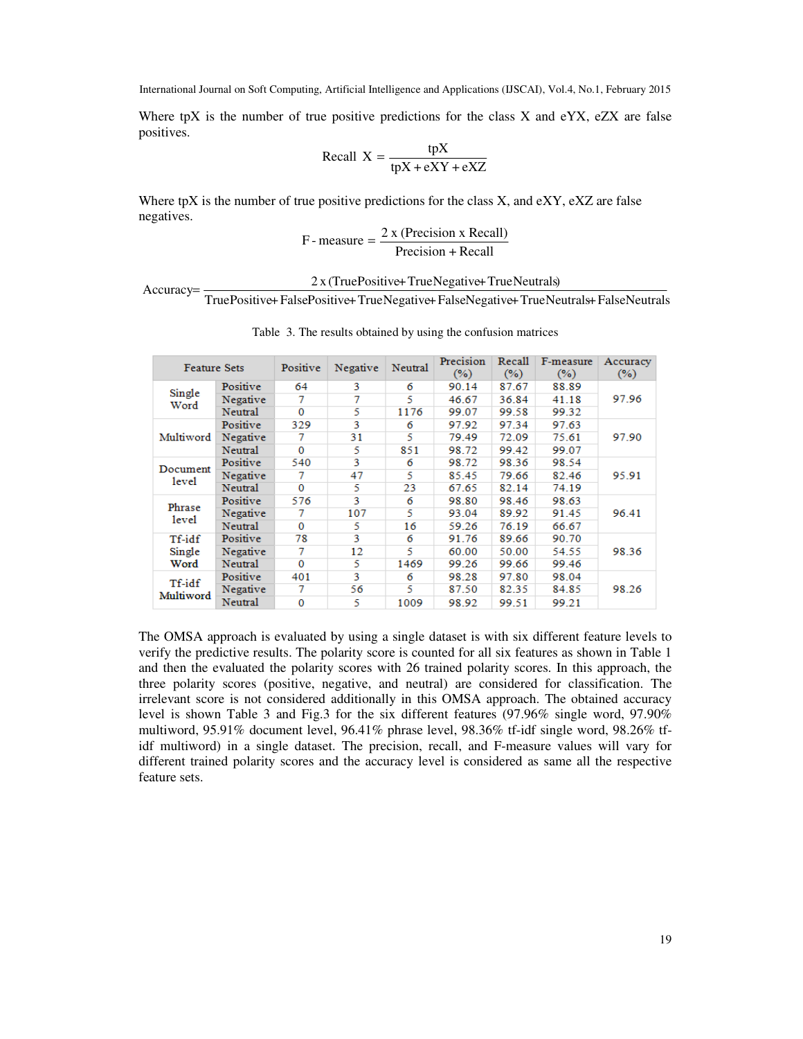Where tpX is the number of true positive predictions for the class X and eYX, eZX are false positives.

$$\text{Recall } X = \frac{tpX}{tpX + eXY + eXZ}$$

Where tpX is the number of true positive predictions for the class X, and eXY, eXZ are false negatives.

$$\text{F - measure} = \frac{2 \text{ x (Precision x Recall)}}{\text{Precision + Recall}}$$

$$\text{Accuracy} = \frac{2 \text{ x (TruePositive+ TrueNegative+ TrueNeutrals)}}{\text{TruePositive+ FalsePositive+ TrueNegative+ FalseNegative+ TrueNeutrals+ FalseNeutrals}}$$

Table 3. The results obtained by using the confusion matrices

| Feature Sets | | Positive | Negative | Neutral | Precision (%) | Recall (%) | F-measure (%) | Accuracy (%) |
|---|---|---|---|---|---|---|---|---|
| Single Word | Positive | 64 | 3 | 6 | 90.14 | 87.67 | 88.89 | 97.96 |
| | Negative | 7 | 7 | 5 | 46.67 | 36.84 | 41.18 | |
| | Neutral | 0 | 5 | 1176 | 99.07 | 99.58 | 99.32 | |
| Multiword | Positive | 329 | 3 | 6 | 97.92 | 97.34 | 97.63 | 97.90 |
| | Negative | 7 | 31 | 5 | 79.49 | 72.09 | 75.61 | |
| | Neutral | 0 | 5 | 851 | 98.72 | 99.42 | 99.07 | |
| Document level | Positive | 540 | 3 | 6 | 98.72 | 98.36 | 98.54 | 95.91 |
| | Negative | 7 | 47 | 5 | 85.45 | 79.66 | 82.46 | |
| | Neutral | 0 | 5 | 23 | 67.65 | 82.14 | 74.19 | |
| Phrase level | Positive | 576 | 3 | 6 | 98.80 | 98.46 | 98.63 | 96.41 |
| | Negative | 7 | 107 | 5 | 93.04 | 89.92 | 91.45 | |
| | Neutral | 0 | 5 | 16 | 59.26 | 76.19 | 66.67 | |
| Tf-idf Single Word | Positive | 78 | 3 | 6 | 91.76 | 89.66 | 90.70 | 98.36 |
| | Negative | 7 | 12 | 5 | 60.00 | 50.00 | 54.55 | |
| | Neutral | 0 | 5 | 1469 | 99.26 | 99.66 | 99.46 | |
| Tf-idf Multiword | Positive | 401 | 3 | 6 | 98.28 | 97.80 | 98.04 | 98.26 |
| | Negative | 7 | 56 | 5 | 87.50 | 82.35 | 84.85 | |
| | Neutral | 0 | 5 | 1009 | 98.92 | 99.51 | 99.21 | |

The OMSA approach is evaluated by using a single dataset is with six different feature levels to verify the predictive results. The polarity score is counted for all six features as shown in Table 1 and then the evaluated the polarity scores with 26 trained polarity scores. In this approach, the three polarity scores (positive, negative, and neutral) are considered for classification. The irrelevant score is not considered additionally in this OMSA approach. The obtained accuracy level is shown Table 3 and Fig.3 for the six different features (97.96% single word, 97.90% multiword, 95.91% document level, 96.41% phrase level, 98.36% tf-idf single word, 98.26% tf-idf multiword) in a single dataset. The precision, recall, and F-measure values will vary for different trained polarity scores and the accuracy level is considered as same all the respective feature sets.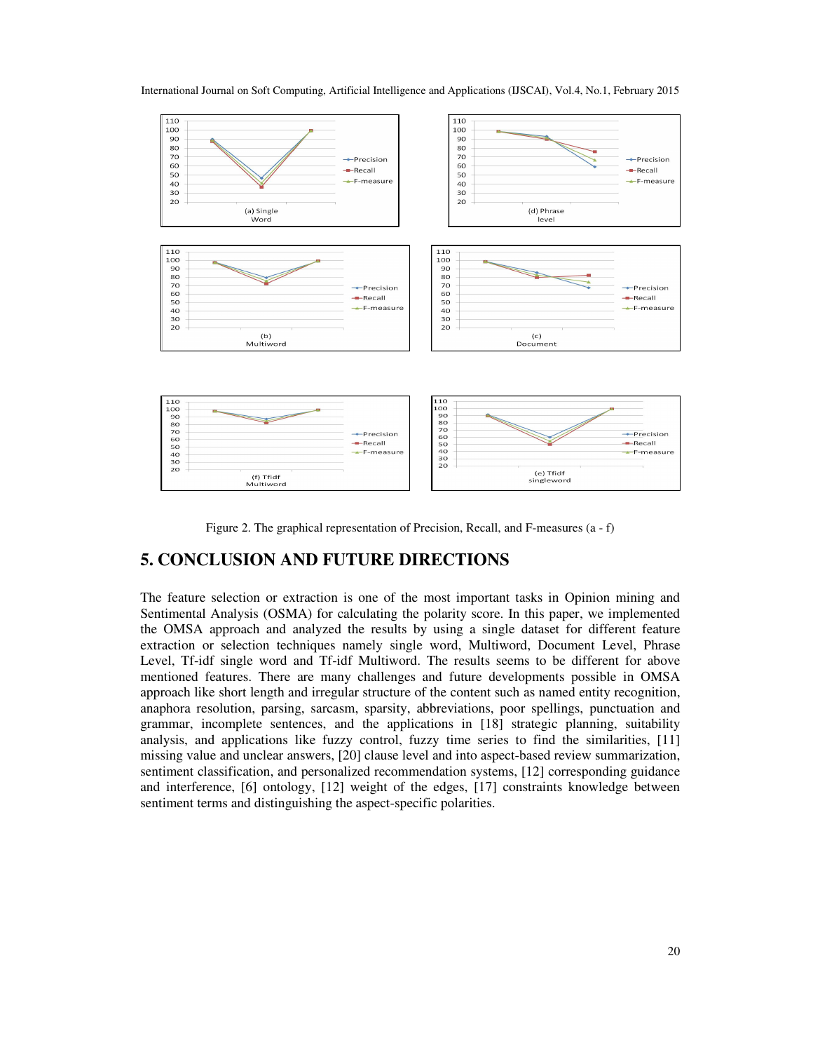Figure 2. The graphical representation of Precision, Recall, and F-measures (a - f)

## 5. CONCLUSION AND FUTURE DIRECTIONS

The feature selection or extraction is one of the most important tasks in Opinion mining and Sentimental Analysis (OSMA) for calculating the polarity score. In this paper, we implemented the OMSA approach and analyzed the results by using a single dataset for different feature extraction or selection techniques namely single word, Multiword, Document Level, Phrase Level, Tf-idf single word and Tf-idf Multiword. The results seems to be different for above mentioned features. There are many challenges and future developments possible in OMSA approach like short length and irregular structure of the content such as named entity recognition, anaphora resolution, parsing, sarcasm, sparsity, abbreviations, poor spellings, punctuation and grammar, incomplete sentences, and the applications in [18] strategic planning, suitability analysis, and applications like fuzzy control, fuzzy time series to find the similarities, [11] missing value and unclear answers, [20] clause level and into aspect-based review summarization, sentiment classification, and personalized recommendation systems, [12] corresponding guidance and interference, [6] ontology, [12] weight of the edges, [17] constraints knowledge between sentiment terms and distinguishing the aspect-specific polarities.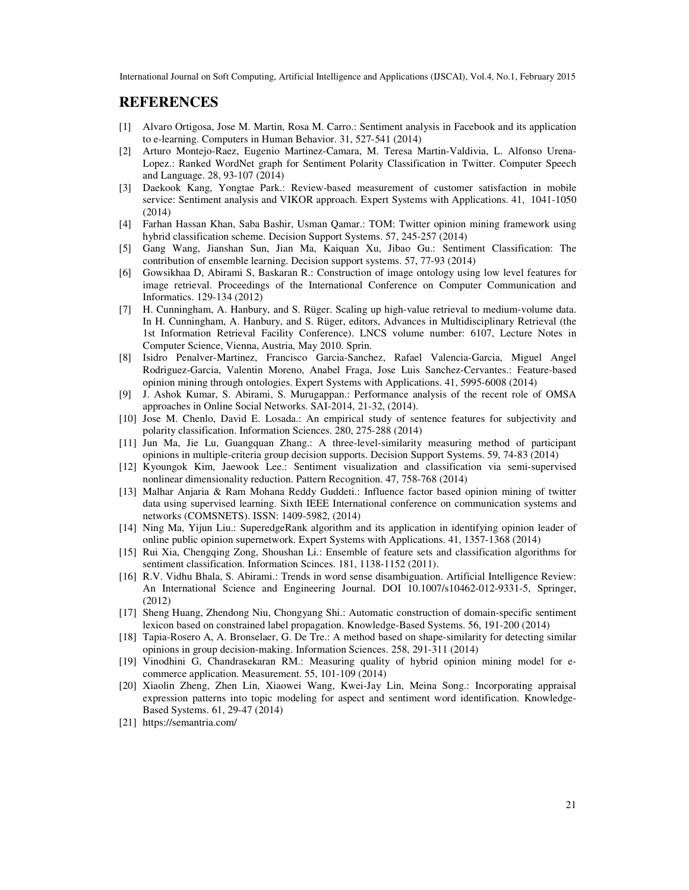## REFERENCES

[1] Alvaro Ortigosa, Jose M. Martin, Rosa M. Carro.: Sentiment analysis in Facebook and its application to e-learning. Computers in Human Behavior. 31, 527-541 (2014)

[2] Arturo Montejo-Raez, Eugenio Martinez-Camara, M. Teresa Martin-Valdivia, L. Alfonso Urena-Lopez.: Ranked WordNet graph for Sentiment Polarity Classification in Twitter. Computer Speech and Language. 28, 93-107 (2014)

[3] Daekook Kang, Yongtae Park.: Review-based measurement of customer satisfaction in mobile service: Sentiment analysis and VIKOR approach. Expert Systems with Applications. 41, 1041-1050 (2014)

[4] Farhan Hassan Khan, Saba Bashir, Usman Qamar.: TOM: Twitter opinion mining framework using hybrid classification scheme. Decision Support Systems. 57, 245-257 (2014)

[5] Gang Wang, Jianshan Sun, Jian Ma, Kaiquan Xu, Jibao Gu.: Sentiment Classification: The contribution of ensemble learning. Decision support systems. 57, 77-93 (2014)

[6] Gowsikhaa D, Abirami S, Baskaran R.: Construction of image ontology using low level features for image retrieval. Proceedings of the International Conference on Computer Communication and Informatics. 129-134 (2012)

[7] H. Cunningham, A. Hanbury, and S. Rüger. Scaling up high-value retrieval to medium-volume data. In H. Cunningham, A. Hanbury, and S. Rüger, editors, Advances in Multidisciplinary Retrieval (the 1st Information Retrieval Facility Conference). LNCS volume number: 6107, Lecture Notes in Computer Science, Vienna, Austria, May 2010. Sprin.

[8] Isidro Penalver-Martinez, Francisco Garcia-Sanchez, Rafael Valencia-Garcia, Miguel Angel Rodriguez-Garcia, Valentin Moreno, Anabel Fraga, Jose Luis Sanchez-Cervantes.: Feature-based opinion mining through ontologies. Expert Systems with Applications. 41, 5995-6008 (2014)

[9] J. Ashok Kumar, S. Abirami, S. Murugappan.: Performance analysis of the recent role of OMSA approaches in Online Social Networks. SAI-2014, 21-32, (2014).

[10] Jose M. Chenlo, David E. Losada.: An empirical study of sentence features for subjectivity and polarity classification. Information Sciences. 280, 275-288 (2014)

[11] Jun Ma, Jie Lu, Guangquan Zhang.: A three-level-similarity measuring method of participant opinions in multiple-criteria group decision supports. Decision Support Systems. 59, 74-83 (2014)

[12] Kyoungok Kim, Jaewook Lee.: Sentiment visualization and classification via semi-supervised nonlinear dimensionality reduction. Pattern Recognition. 47, 758-768 (2014)

[13] Malhar Anjaria & Ram Mohana Reddy Guddeti.: Influence factor based opinion mining of twitter data using supervised learning. Sixth IEEE International conference on communication systems and networks (COMSNETS). ISSN: 1409-5982, (2014)

[14] Ning Ma, Yijun Liu.: SuperedgeRank algorithm and its application in identifying opinion leader of online public opinion supernetwork. Expert Systems with Applications. 41, 1357-1368 (2014)

[15] Rui Xia, Chengqing Zong, Shoushan Li.: Ensemble of feature sets and classification algorithms for sentiment classification. Information Scinces. 181, 1138-1152 (2011).

[16] R.V. Vidhu Bhala, S. Abirami.: Trends in word sense disambiguation. Artificial Intelligence Review: An International Science and Engineering Journal. DOI 10.1007/s10462-012-9331-5, Springer, (2012)

[17] Sheng Huang, Zhendong Niu, Chongyang Shi.: Automatic construction of domain-specific sentiment lexicon based on constrained label propagation. Knowledge-Based Systems. 56, 191-200 (2014)

[18] Tapia-Rosero A, A. Bronselaer, G. De Tre.: A method based on shape-similarity for detecting similar opinions in group decision-making. Information Sciences. 258, 291-311 (2014)

[19] Vinodhini G, Chandrasekaran RM.: Measuring quality of hybrid opinion mining model for e-commerce application. Measurement. 55, 101-109 (2014)

[20] Xiaolin Zheng, Zhen Lin, Xiaowei Wang, Kwei-Jay Lin, Meina Song.: Incorporating appraisal expression patterns into topic modeling for aspect and sentiment word identification. Knowledge-Based Systems. 61, 29-47 (2014)

[21] https://semantria.com/